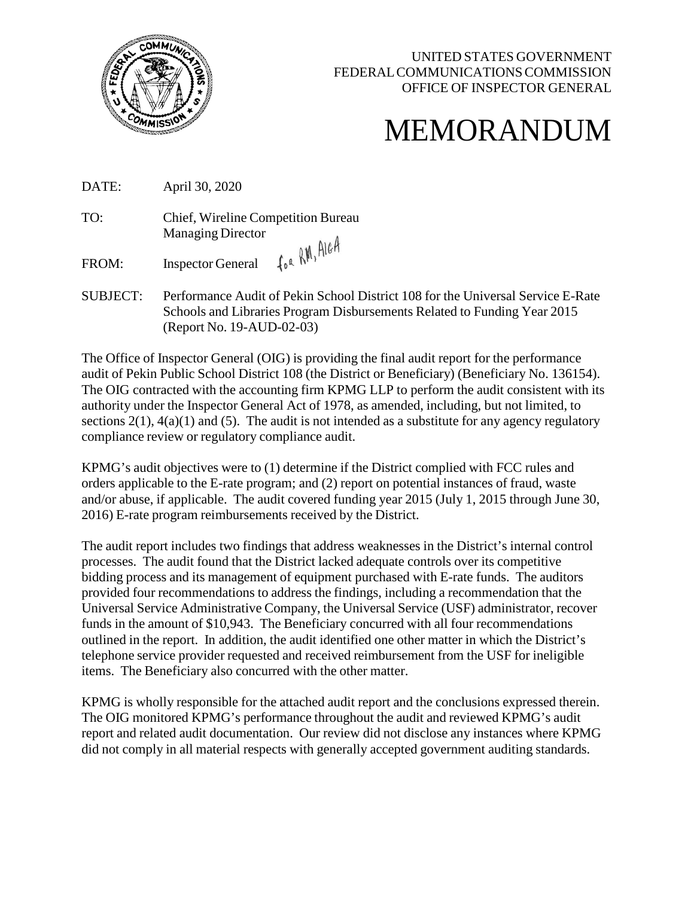UNITED STATES GOVERNMENT
FEDERAL COMMUNICATIONS COMMISSION
OFFICE OF INSPECTOR GENERAL

# MEMORANDUM

DATE: April 30, 2020

TO: Chief, Wireline Competition Bureau
Managing Director

FROM: Inspector General for RM, AIGA

SUBJECT: Performance Audit of Pekin School District 108 for the Universal Service E-Rate Schools and Libraries Program Disbursements Related to Funding Year 2015 (Report No. 19-AUD-02-03)

The Office of Inspector General (OIG) is providing the final audit report for the performance audit of Pekin Public School District 108 (the District or Beneficiary) (Beneficiary No. 136154). The OIG contracted with the accounting firm KPMG LLP to perform the audit consistent with its authority under the Inspector General Act of 1978, as amended, including, but not limited, to sections 2(1), 4(a)(1) and (5). The audit is not intended as a substitute for any agency regulatory compliance review or regulatory compliance audit.

KPMG's audit objectives were to (1) determine if the District complied with FCC rules and orders applicable to the E-rate program; and (2) report on potential instances of fraud, waste and/or abuse, if applicable. The audit covered funding year 2015 (July 1, 2015 through June 30, 2016) E-rate program reimbursements received by the District.

The audit report includes two findings that address weaknesses in the District's internal control processes. The audit found that the District lacked adequate controls over its competitive bidding process and its management of equipment purchased with E-rate funds. The auditors provided four recommendations to address the findings, including a recommendation that the Universal Service Administrative Company, the Universal Service (USF) administrator, recover funds in the amount of $10,943. The Beneficiary concurred with all four recommendations outlined in the report. In addition, the audit identified one other matter in which the District's telephone service provider requested and received reimbursement from the USF for ineligible items. The Beneficiary also concurred with the other matter.

KPMG is wholly responsible for the attached audit report and the conclusions expressed therein. The OIG monitored KPMG's performance throughout the audit and reviewed KPMG's audit report and related audit documentation. Our review did not disclose any instances where KPMG did not comply in all material respects with generally accepted government auditing standards.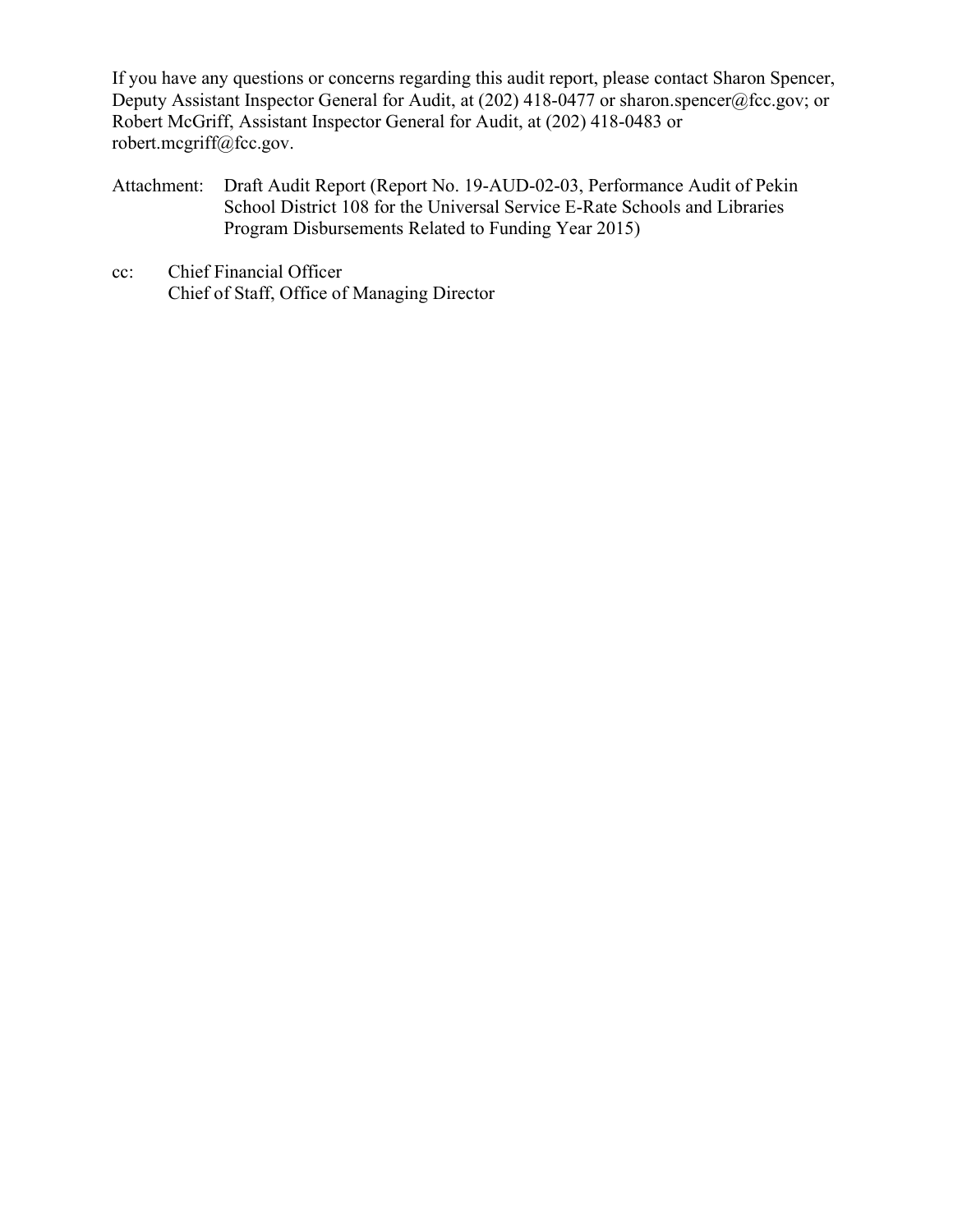If you have any questions or concerns regarding this audit report, please contact Sharon Spencer, Deputy Assistant Inspector General for Audit, at (202) 418-0477 or sharon.spencer@fcc.gov; or Robert McGriff, Assistant Inspector General for Audit, at (202) 418-0483 or robert.mcgriff@fcc.gov.

Attachment: Draft Audit Report (Report No. 19-AUD-02-03, Performance Audit of Pekin School District 108 for the Universal Service E-Rate Schools and Libraries Program Disbursements Related to Funding Year 2015)

cc: Chief Financial Officer
Chief of Staff, Office of Managing Director